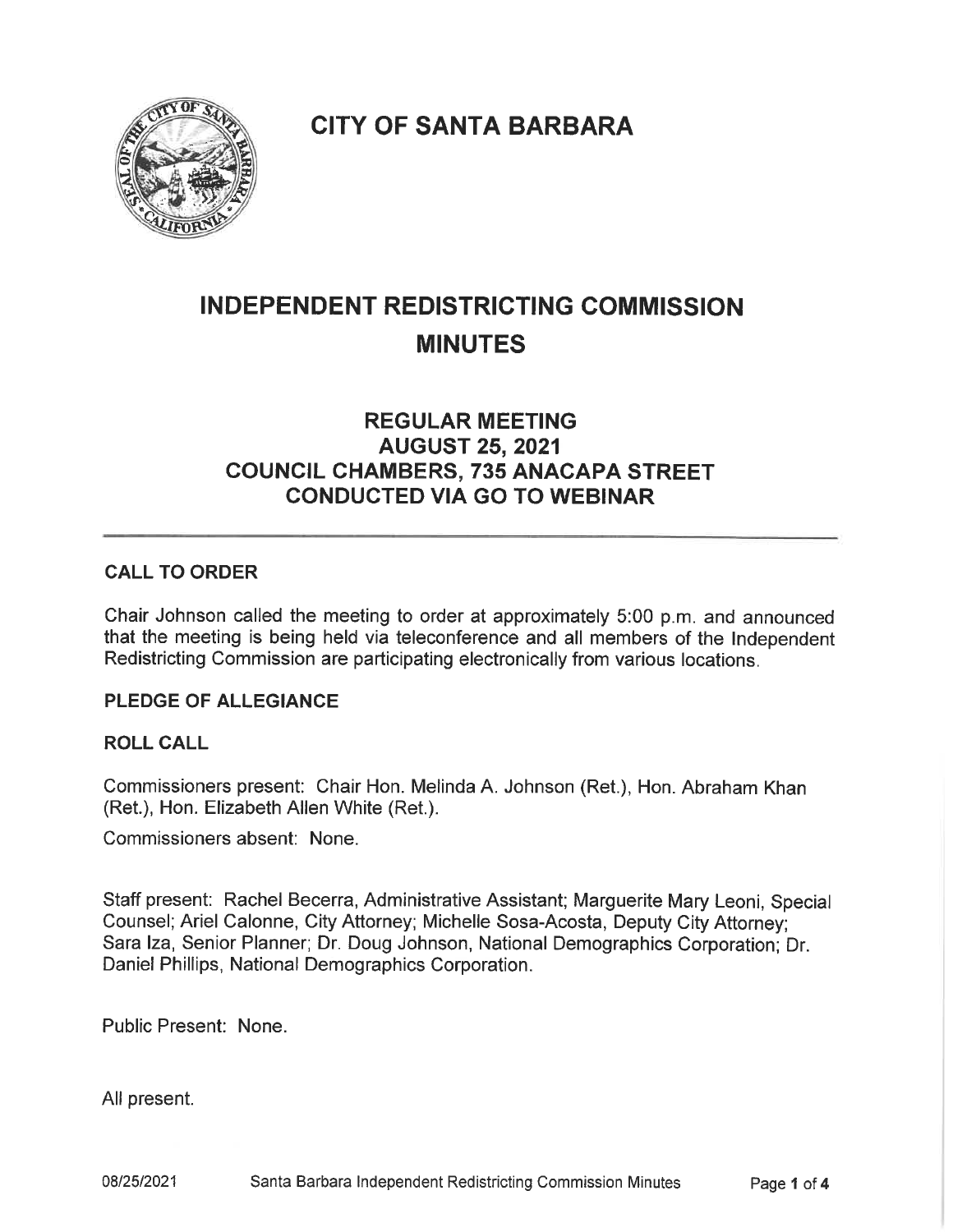# CITY OF SANTA BARBARA

# INDEPENDENT REDISTRICTING COMMISSION MINUTES

## REGULAR MEETING
## AUGUST 25, 2021
## COUNCIL CHAMBERS, 735 ANACAPA STREET
## CONDUCTED VIA GO TO WEBINAR

---

### CALL TO ORDER

Chair Johnson called the meeting to order at approximately 5:00 p.m. and announced that the meeting is being held via teleconference and all members of the Independent Redistricting Commission are participating electronically from various locations.

### PLEDGE OF ALLEGIANCE

### ROLL CALL

Commissioners present: Chair Hon. Melinda A. Johnson (Ret.), Hon. Abraham Khan (Ret.), Hon. Elizabeth Allen White (Ret.).

Commissioners absent: None.

Staff present: Rachel Becerra, Administrative Assistant; Marguerite Mary Leoni, Special Counsel; Ariel Calonne, City Attorney; Michelle Sosa-Acosta, Deputy City Attorney; Sara Iza, Senior Planner; Dr. Doug Johnson, National Demographics Corporation; Dr. Daniel Phillips, National Demographics Corporation.

Public Present: None.

All present.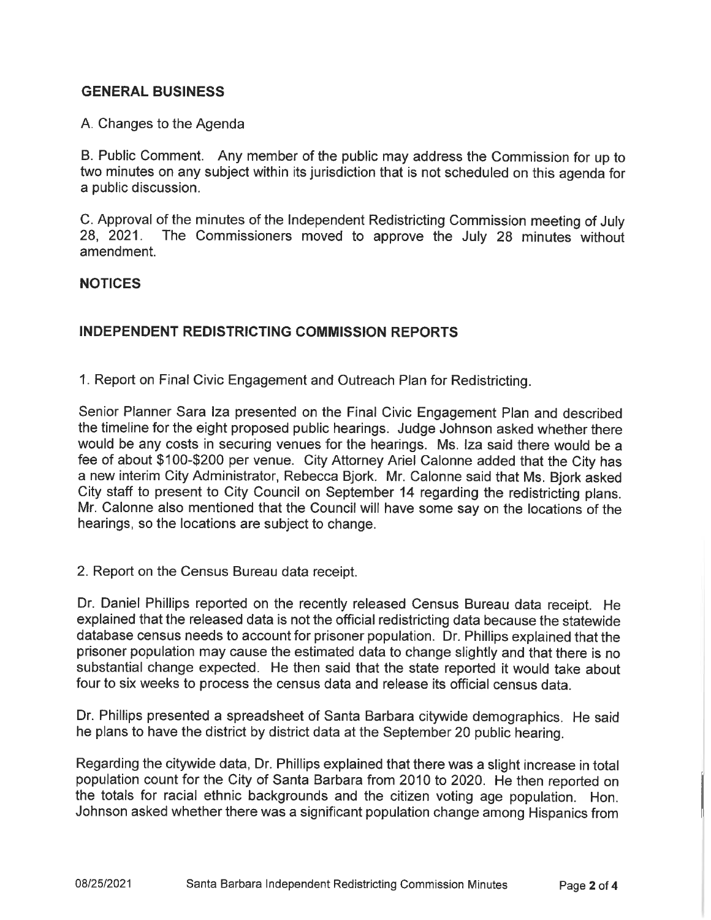## GENERAL BUSINESS

A. Changes to the Agenda

B. Public Comment. Any member of the public may address the Commission for up to two minutes on any subject within its jurisdiction that is not scheduled on this agenda for a public discussion.

C. Approval of the minutes of the Independent Redistricting Commission meeting of July 28, 2021. The Commissioners moved to approve the July 28 minutes without amendment.

## NOTICES

## INDEPENDENT REDISTRICTING COMMISSION REPORTS

1. Report on Final Civic Engagement and Outreach Plan for Redistricting.

Senior Planner Sara Iza presented on the Final Civic Engagement Plan and described the timeline for the eight proposed public hearings. Judge Johnson asked whether there would be any costs in securing venues for the hearings. Ms. Iza said there would be a fee of about $100-$200 per venue. City Attorney Ariel Calonne added that the City has a new interim City Administrator, Rebecca Bjork. Mr. Calonne said that Ms. Bjork asked City staff to present to City Council on September 14 regarding the redistricting plans. Mr. Calonne also mentioned that the Council will have some say on the locations of the hearings, so the locations are subject to change.

2. Report on the Census Bureau data receipt.

Dr. Daniel Phillips reported on the recently released Census Bureau data receipt. He explained that the released data is not the official redistricting data because the statewide database census needs to account for prisoner population. Dr. Phillips explained that the prisoner population may cause the estimated data to change slightly and that there is no substantial change expected. He then said that the state reported it would take about four to six weeks to process the census data and release its official census data.

Dr. Phillips presented a spreadsheet of Santa Barbara citywide demographics. He said he plans to have the district by district data at the September 20 public hearing.

Regarding the citywide data, Dr. Phillips explained that there was a slight increase in total population count for the City of Santa Barbara from 2010 to 2020. He then reported on the totals for racial ethnic backgrounds and the citizen voting age population. Hon. Johnson asked whether there was a significant population change among Hispanics from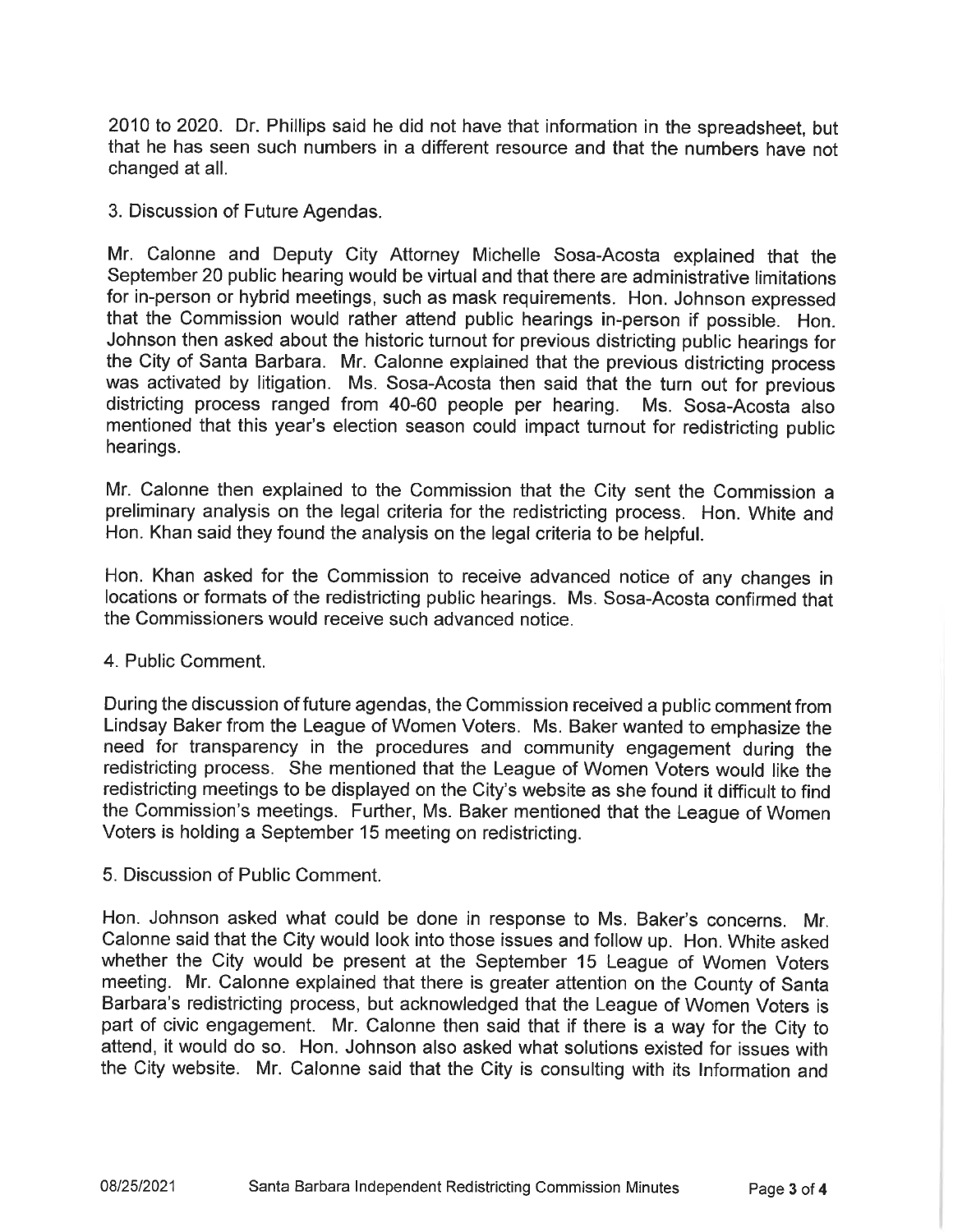2010 to 2020. Dr. Phillips said he did not have that information in the spreadsheet, but that he has seen such numbers in a different resource and that the numbers have not changed at all.

3. Discussion of Future Agendas.

Mr. Calonne and Deputy City Attorney Michelle Sosa-Acosta explained that the September 20 public hearing would be virtual and that there are administrative limitations for in-person or hybrid meetings, such as mask requirements. Hon. Johnson expressed that the Commission would rather attend public hearings in-person if possible. Hon. Johnson then asked about the historic turnout for previous districting public hearings for the City of Santa Barbara. Mr. Calonne explained that the previous districting process was activated by litigation. Ms. Sosa-Acosta then said that the turn out for previous districting process ranged from 40-60 people per hearing. Ms. Sosa-Acosta also mentioned that this year's election season could impact turnout for redistricting public hearings.

Mr. Calonne then explained to the Commission that the City sent the Commission a preliminary analysis on the legal criteria for the redistricting process. Hon. White and Hon. Khan said they found the analysis on the legal criteria to be helpful.

Hon. Khan asked for the Commission to receive advanced notice of any changes in locations or formats of the redistricting public hearings. Ms. Sosa-Acosta confirmed that the Commissioners would receive such advanced notice.

4. Public Comment.

During the discussion of future agendas, the Commission received a public comment from Lindsay Baker from the League of Women Voters. Ms. Baker wanted to emphasize the need for transparency in the procedures and community engagement during the redistricting process. She mentioned that the League of Women Voters would like the redistricting meetings to be displayed on the City's website as she found it difficult to find the Commission's meetings. Further, Ms. Baker mentioned that the League of Women Voters is holding a September 15 meeting on redistricting.

5. Discussion of Public Comment.

Hon. Johnson asked what could be done in response to Ms. Baker's concerns. Mr. Calonne said that the City would look into those issues and follow up. Hon. White asked whether the City would be present at the September 15 League of Women Voters meeting. Mr. Calonne explained that there is greater attention on the County of Santa Barbara's redistricting process, but acknowledged that the League of Women Voters is part of civic engagement. Mr. Calonne then said that if there is a way for the City to attend, it would do so. Hon. Johnson also asked what solutions existed for issues with the City website. Mr. Calonne said that the City is consulting with its Information and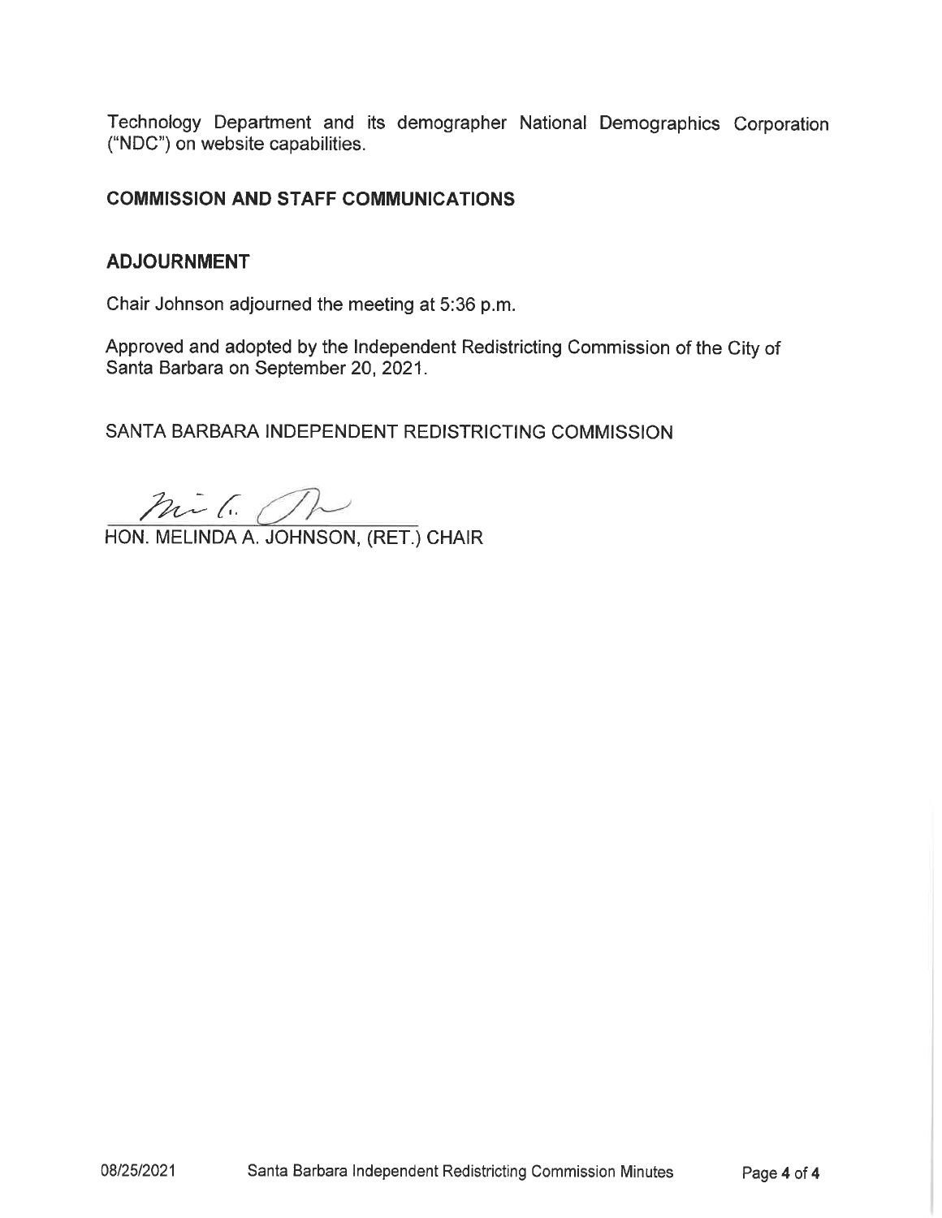Technology Department and its demographer National Demographics Corporation ("NDC") on website capabilities.

## COMMISSION AND STAFF COMMUNICATIONS

## ADJOURNMENT

Chair Johnson adjourned the meeting at 5:36 p.m.

Approved and adopted by the Independent Redistricting Commission of the City of Santa Barbara on September 20, 2021.

SANTA BARBARA INDEPENDENT REDISTRICTING COMMISSION

HON. MELINDA A. JOHNSON, (RET.) CHAIR